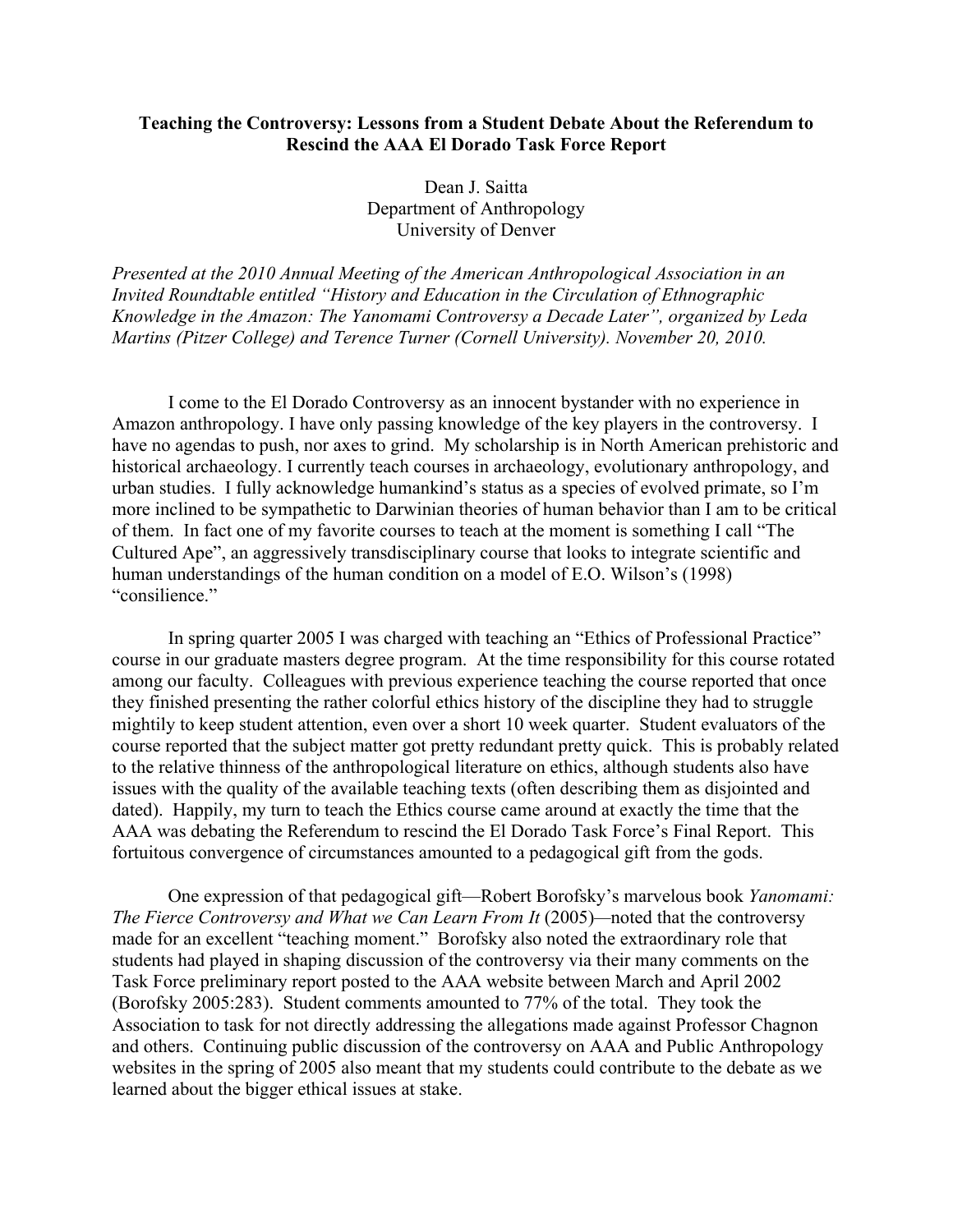# Teaching the Controversy: Lessons from a Student Debate About the Referendum to Rescind the AAA El Dorado Task Force Report

Dean J. Saitta
Department of Anthropology
University of Denver

*Presented at the 2010 Annual Meeting of the American Anthropological Association in an Invited Roundtable entitled "History and Education in the Circulation of Ethnographic Knowledge in the Amazon: The Yanomami Controversy a Decade Later", organized by Leda Martins (Pitzer College) and Terence Turner (Cornell University). November 20, 2010.*

I come to the El Dorado Controversy as an innocent bystander with no experience in Amazon anthropology. I have only passing knowledge of the key players in the controversy. I have no agendas to push, nor axes to grind. My scholarship is in North American prehistoric and historical archaeology. I currently teach courses in archaeology, evolutionary anthropology, and urban studies. I fully acknowledge humankind's status as a species of evolved primate, so I'm more inclined to be sympathetic to Darwinian theories of human behavior than I am to be critical of them. In fact one of my favorite courses to teach at the moment is something I call "The Cultured Ape", an aggressively transdisciplinary course that looks to integrate scientific and human understandings of the human condition on a model of E.O. Wilson's (1998) "consilience."

In spring quarter 2005 I was charged with teaching an "Ethics of Professional Practice" course in our graduate masters degree program. At the time responsibility for this course rotated among our faculty. Colleagues with previous experience teaching the course reported that once they finished presenting the rather colorful ethics history of the discipline they had to struggle mightily to keep student attention, even over a short 10 week quarter. Student evaluators of the course reported that the subject matter got pretty redundant pretty quick. This is probably related to the relative thinness of the anthropological literature on ethics, although students also have issues with the quality of the available teaching texts (often describing them as disjointed and dated). Happily, my turn to teach the Ethics course came around at exactly the time that the AAA was debating the Referendum to rescind the El Dorado Task Force's Final Report. This fortuitous convergence of circumstances amounted to a pedagogical gift from the gods.

One expression of that pedagogical gift—Robert Borofsky's marvelous book *Yanomami: The Fierce Controversy and What we Can Learn From It* (2005)—noted that the controversy made for an excellent "teaching moment." Borofsky also noted the extraordinary role that students had played in shaping discussion of the controversy via their many comments on the Task Force preliminary report posted to the AAA website between March and April 2002 (Borofsky 2005:283). Student comments amounted to 77% of the total. They took the Association to task for not directly addressing the allegations made against Professor Chagnon and others. Continuing public discussion of the controversy on AAA and Public Anthropology websites in the spring of 2005 also meant that my students could contribute to the debate as we learned about the bigger ethical issues at stake.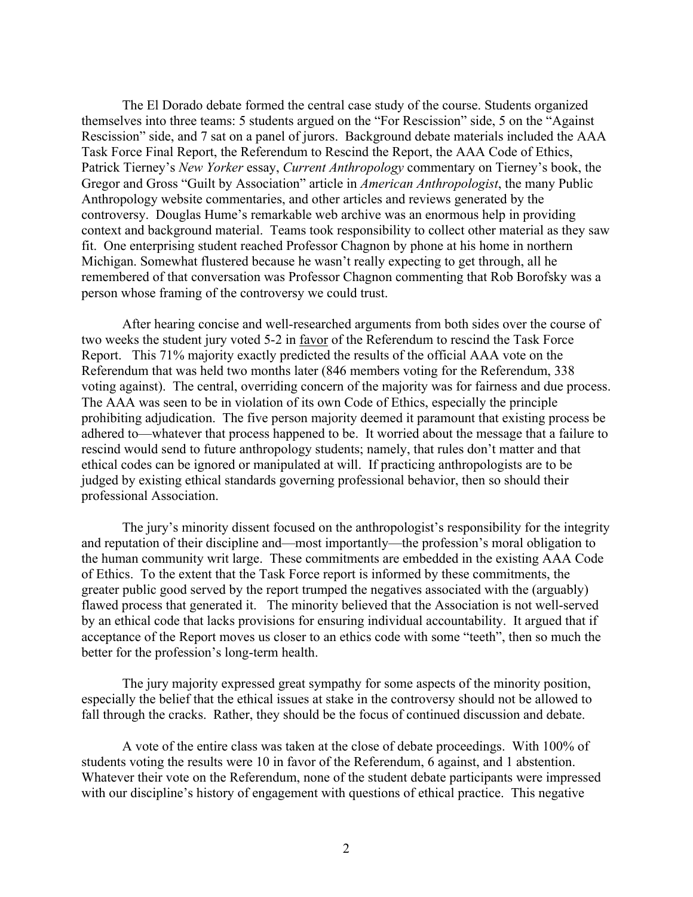The El Dorado debate formed the central case study of the course. Students organized themselves into three teams: 5 students argued on the "For Rescission" side, 5 on the "Against Rescission" side, and 7 sat on a panel of jurors. Background debate materials included the AAA Task Force Final Report, the Referendum to Rescind the Report, the AAA Code of Ethics, Patrick Tierney's *New Yorker* essay, *Current Anthropology* commentary on Tierney's book, the Gregor and Gross "Guilt by Association" article in *American Anthropologist*, the many Public Anthropology website commentaries, and other articles and reviews generated by the controversy. Douglas Hume's remarkable web archive was an enormous help in providing context and background material. Teams took responsibility to collect other material as they saw fit. One enterprising student reached Professor Chagnon by phone at his home in northern Michigan. Somewhat flustered because he wasn't really expecting to get through, all he remembered of that conversation was Professor Chagnon commenting that Rob Borofsky was a person whose framing of the controversy we could trust.

After hearing concise and well-researched arguments from both sides over the course of two weeks the student jury voted 5-2 in <u>favor</u> of the Referendum to rescind the Task Force Report. This 71% majority exactly predicted the results of the official AAA vote on the Referendum that was held two months later (846 members voting for the Referendum, 338 voting against). The central, overriding concern of the majority was for fairness and due process. The AAA was seen to be in violation of its own Code of Ethics, especially the principle prohibiting adjudication. The five person majority deemed it paramount that existing process be adhered to—whatever that process happened to be. It worried about the message that a failure to rescind would send to future anthropology students; namely, that rules don't matter and that ethical codes can be ignored or manipulated at will. If practicing anthropologists are to be judged by existing ethical standards governing professional behavior, then so should their professional Association.

The jury's minority dissent focused on the anthropologist's responsibility for the integrity and reputation of their discipline and—most importantly—the profession's moral obligation to the human community writ large. These commitments are embedded in the existing AAA Code of Ethics. To the extent that the Task Force report is informed by these commitments, the greater public good served by the report trumped the negatives associated with the (arguably) flawed process that generated it. The minority believed that the Association is not well-served by an ethical code that lacks provisions for ensuring individual accountability. It argued that if acceptance of the Report moves us closer to an ethics code with some "teeth", then so much the better for the profession's long-term health.

The jury majority expressed great sympathy for some aspects of the minority position, especially the belief that the ethical issues at stake in the controversy should not be allowed to fall through the cracks. Rather, they should be the focus of continued discussion and debate.

A vote of the entire class was taken at the close of debate proceedings. With 100% of students voting the results were 10 in favor of the Referendum, 6 against, and 1 abstention. Whatever their vote on the Referendum, none of the student debate participants were impressed with our discipline's history of engagement with questions of ethical practice. This negative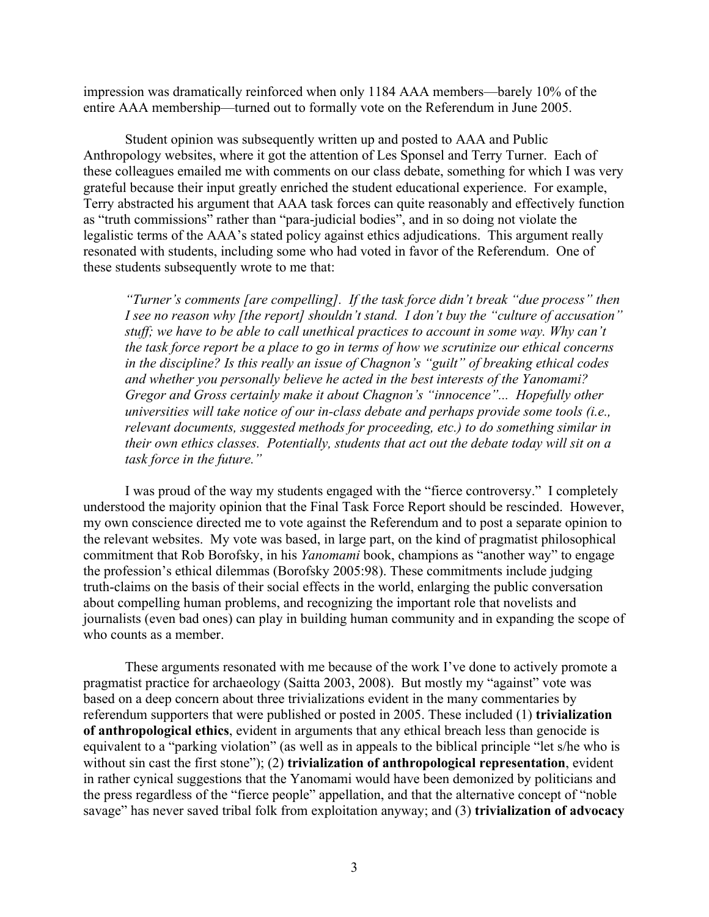impression was dramatically reinforced when only 1184 AAA members—barely 10% of the entire AAA membership—turned out to formally vote on the Referendum in June 2005.

Student opinion was subsequently written up and posted to AAA and Public Anthropology websites, where it got the attention of Les Sponsel and Terry Turner. Each of these colleagues emailed me with comments on our class debate, something for which I was very grateful because their input greatly enriched the student educational experience. For example, Terry abstracted his argument that AAA task forces can quite reasonably and effectively function as "truth commissions" rather than "para-judicial bodies", and in so doing not violate the legalistic terms of the AAA's stated policy against ethics adjudications. This argument really resonated with students, including some who had voted in favor of the Referendum. One of these students subsequently wrote to me that:

> *"Turner's comments [are compelling]. If the task force didn't break "due process" then I see no reason why [the report] shouldn't stand. I don't buy the "culture of accusation" stuff; we have to be able to call unethical practices to account in some way. Why can't the task force report be a place to go in terms of how we scrutinize our ethical concerns in the discipline? Is this really an issue of Chagnon's "guilt" of breaking ethical codes and whether you personally believe he acted in the best interests of the Yanomami? Gregor and Gross certainly make it about Chagnon's "innocence"... Hopefully other universities will take notice of our in-class debate and perhaps provide some tools (i.e., relevant documents, suggested methods for proceeding, etc.) to do something similar in their own ethics classes. Potentially, students that act out the debate today will sit on a task force in the future."*

I was proud of the way my students engaged with the "fierce controversy." I completely understood the majority opinion that the Final Task Force Report should be rescinded. However, my own conscience directed me to vote against the Referendum and to post a separate opinion to the relevant websites. My vote was based, in large part, on the kind of pragmatist philosophical commitment that Rob Borofsky, in his *Yanomami* book, champions as "another way" to engage the profession's ethical dilemmas (Borofsky 2005:98). These commitments include judging truth-claims on the basis of their social effects in the world, enlarging the public conversation about compelling human problems, and recognizing the important role that novelists and journalists (even bad ones) can play in building human community and in expanding the scope of who counts as a member.

These arguments resonated with me because of the work I've done to actively promote a pragmatist practice for archaeology (Saitta 2003, 2008). But mostly my "against" vote was based on a deep concern about three trivializations evident in the many commentaries by referendum supporters that were published or posted in 2005. These included (1) **trivialization of anthropological ethics**, evident in arguments that any ethical breach less than genocide is equivalent to a "parking violation" (as well as in appeals to the biblical principle "let s/he who is without sin cast the first stone"); (2) **trivialization of anthropological representation**, evident in rather cynical suggestions that the Yanomami would have been demonized by politicians and the press regardless of the "fierce people" appellation, and that the alternative concept of "noble savage" has never saved tribal folk from exploitation anyway; and (3) **trivialization of advocacy**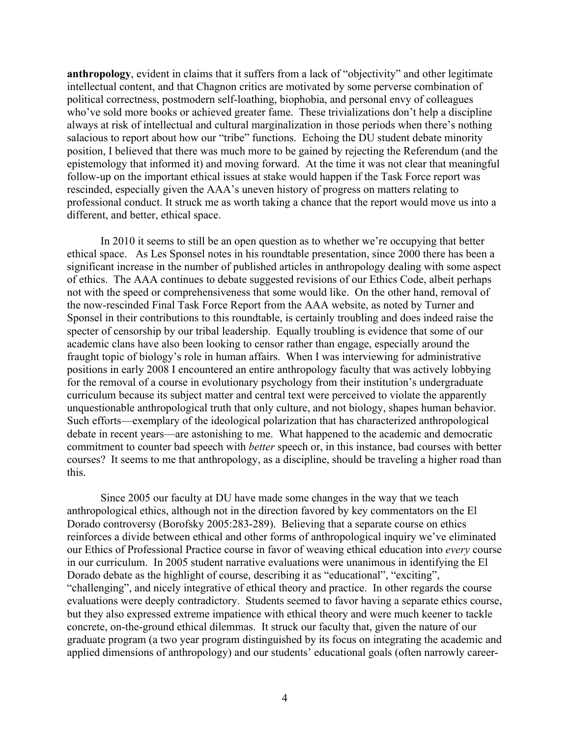**anthropology**, evident in claims that it suffers from a lack of "objectivity" and other legitimate intellectual content, and that Chagnon critics are motivated by some perverse combination of political correctness, postmodern self-loathing, biophobia, and personal envy of colleagues who've sold more books or achieved greater fame. These trivializations don't help a discipline always at risk of intellectual and cultural marginalization in those periods when there's nothing salacious to report about how our "tribe" functions. Echoing the DU student debate minority position, I believed that there was much more to be gained by rejecting the Referendum (and the epistemology that informed it) and moving forward. At the time it was not clear that meaningful follow-up on the important ethical issues at stake would happen if the Task Force report was rescinded, especially given the AAA's uneven history of progress on matters relating to professional conduct. It struck me as worth taking a chance that the report would move us into a different, and better, ethical space.

In 2010 it seems to still be an open question as to whether we're occupying that better ethical space. As Les Sponsel notes in his roundtable presentation, since 2000 there has been a significant increase in the number of published articles in anthropology dealing with some aspect of ethics. The AAA continues to debate suggested revisions of our Ethics Code, albeit perhaps not with the speed or comprehensiveness that some would like. On the other hand, removal of the now-rescinded Final Task Force Report from the AAA website, as noted by Turner and Sponsel in their contributions to this roundtable, is certainly troubling and does indeed raise the specter of censorship by our tribal leadership. Equally troubling is evidence that some of our academic clans have also been looking to censor rather than engage, especially around the fraught topic of biology's role in human affairs. When I was interviewing for administrative positions in early 2008 I encountered an entire anthropology faculty that was actively lobbying for the removal of a course in evolutionary psychology from their institution's undergraduate curriculum because its subject matter and central text were perceived to violate the apparently unquestionable anthropological truth that only culture, and not biology, shapes human behavior. Such efforts—exemplary of the ideological polarization that has characterized anthropological debate in recent years—are astonishing to me. What happened to the academic and democratic commitment to counter bad speech with *better* speech or, in this instance, bad courses with better courses? It seems to me that anthropology, as a discipline, should be traveling a higher road than this.

Since 2005 our faculty at DU have made some changes in the way that we teach anthropological ethics, although not in the direction favored by key commentators on the El Dorado controversy (Borofsky 2005:283-289). Believing that a separate course on ethics reinforces a divide between ethical and other forms of anthropological inquiry we've eliminated our Ethics of Professional Practice course in favor of weaving ethical education into *every* course in our curriculum. In 2005 student narrative evaluations were unanimous in identifying the El Dorado debate as the highlight of course, describing it as "educational", "exciting", "challenging", and nicely integrative of ethical theory and practice. In other regards the course evaluations were deeply contradictory. Students seemed to favor having a separate ethics course, but they also expressed extreme impatience with ethical theory and were much keener to tackle concrete, on-the-ground ethical dilemmas. It struck our faculty that, given the nature of our graduate program (a two year program distinguished by its focus on integrating the academic and applied dimensions of anthropology) and our students' educational goals (often narrowly career-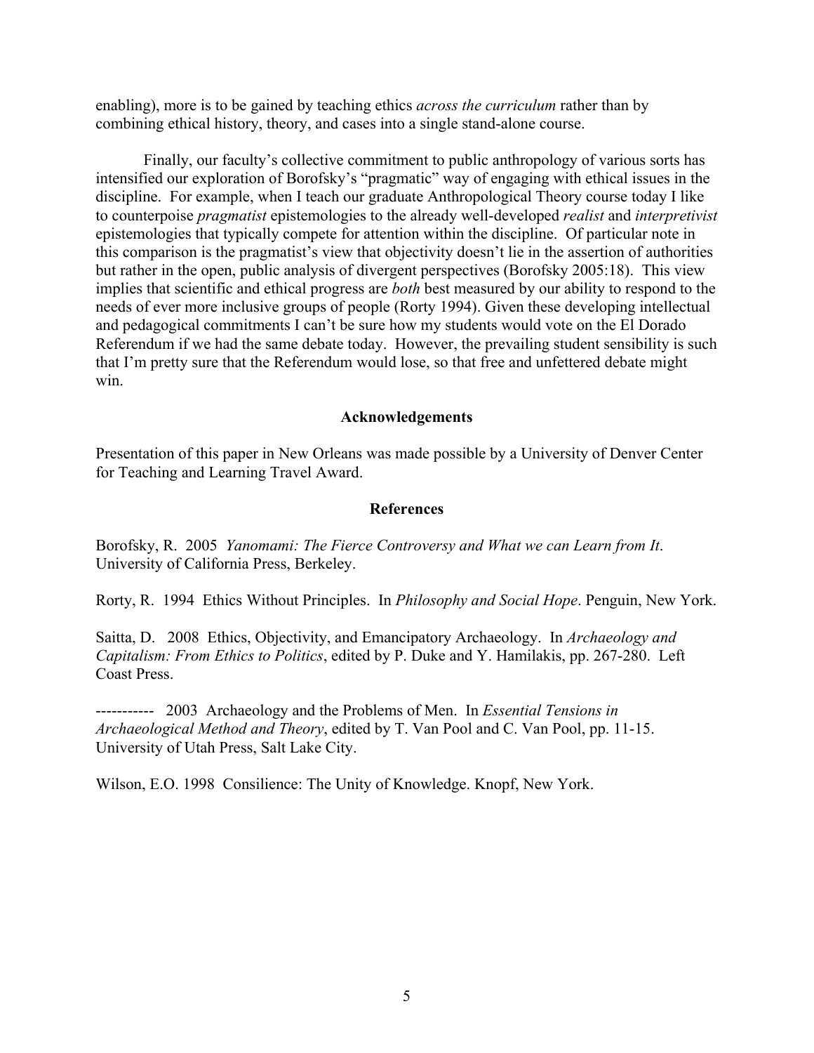enabling), more is to be gained by teaching ethics *across the curriculum* rather than by combining ethical history, theory, and cases into a single stand-alone course.

Finally, our faculty's collective commitment to public anthropology of various sorts has intensified our exploration of Borofsky's "pragmatic" way of engaging with ethical issues in the discipline. For example, when I teach our graduate Anthropological Theory course today I like to counterpoise *pragmatist* epistemologies to the already well-developed *realist* and *interpretivist* epistemologies that typically compete for attention within the discipline. Of particular note in this comparison is the pragmatist's view that objectivity doesn't lie in the assertion of authorities but rather in the open, public analysis of divergent perspectives (Borofsky 2005:18). This view implies that scientific and ethical progress are *both* best measured by our ability to respond to the needs of ever more inclusive groups of people (Rorty 1994). Given these developing intellectual and pedagogical commitments I can't be sure how my students would vote on the El Dorado Referendum if we had the same debate today. However, the prevailing student sensibility is such that I'm pretty sure that the Referendum would lose, so that free and unfettered debate might win.

## Acknowledgements

Presentation of this paper in New Orleans was made possible by a University of Denver Center for Teaching and Learning Travel Award.

## References

Borofsky, R. 2005 *Yanomami: The Fierce Controversy and What we can Learn from It*. University of California Press, Berkeley.

Rorty, R. 1994 Ethics Without Principles. In *Philosophy and Social Hope*. Penguin, New York.

Saitta, D. 2008 Ethics, Objectivity, and Emancipatory Archaeology. In *Archaeology and Capitalism: From Ethics to Politics*, edited by P. Duke and Y. Hamilakis, pp. 267-280. Left Coast Press.

----------- 2003 Archaeology and the Problems of Men. In *Essential Tensions in Archaeological Method and Theory*, edited by T. Van Pool and C. Van Pool, pp. 11-15. University of Utah Press, Salt Lake City.

Wilson, E.O. 1998 Consilience: The Unity of Knowledge. Knopf, New York.